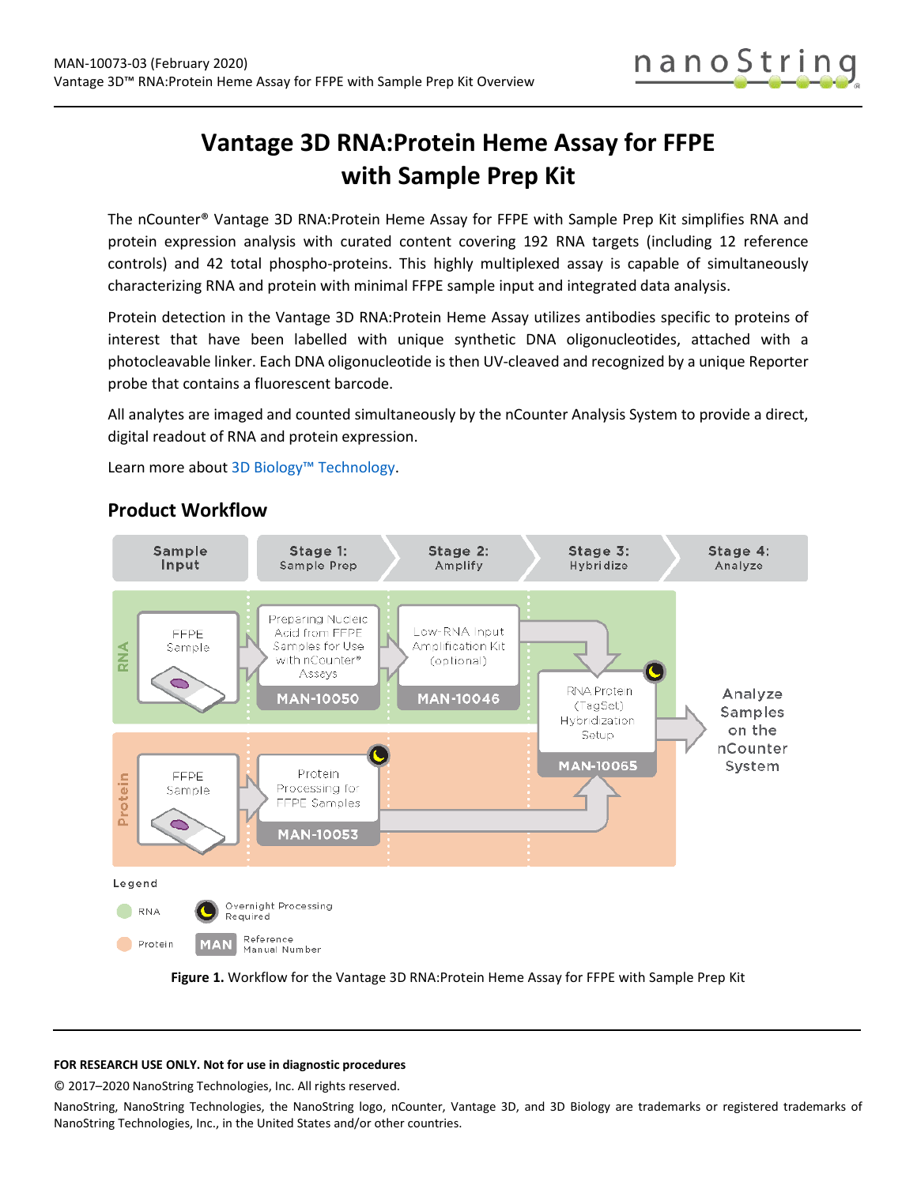# Vantage 3D RNA:Protein Heme Assay for FFPE with Sample Prep Kit

The nCounter® Vantage 3D RNA:Protein Heme Assay for FFPE with Sample Prep Kit simplifies RNA and protein expression analysis with curated content covering 192 RNA targets (including 12 reference controls) and 42 total phospho-proteins. This highly multiplexed assay is capable of simultaneously characterizing RNA and protein with minimal FFPE sample input and integrated data analysis.

Protein detection in the Vantage 3D RNA:Protein Heme Assay utilizes antibodies specific to proteins of interest that have been labelled with unique synthetic DNA oligonucleotides, attached with a photocleavable linker. Each DNA oligonucleotide is then UV-cleaved and recognized by a unique Reporter probe that contains a fluorescent barcode.

All analytes are imaged and counted simultaneously by the nCounter Analysis System to provide a direct, digital readout of RNA and protein expression.

Learn more about 3D Biology™ Technology.

## Product Workflow

Sample Input

Stage 1: Sample Prep

Stage 2: Amplify

Stage 3: Hybridize

Stage 4: Analyze

RNA

FFPE Sample

Preparing Nucleic Acid from FFPE Samples for Use with nCounter® Assays

MAN-10050

Low-RNA Input Amplification Kit (optional)

MAN-10046

RNA Protein (TagSet) Hybridization Setup

MAN-10065

Analyze Samples on the nCounter System

Protein

FFPE Sample

Protein Processing for FFPE Samples

MAN-10053

Legend

RNA

Protein

Overnight Processing Required

MAN Reference Manual Number

**Figure 1.** Workflow for the Vantage 3D RNA:Protein Heme Assay for FFPE with Sample Prep Kit

**FOR RESEARCH USE ONLY. Not for use in diagnostic procedures**

© 2017–2020 NanoString Technologies, Inc. All rights reserved.

NanoString, NanoString Technologies, the NanoString logo, nCounter, Vantage 3D, and 3D Biology are trademarks or registered trademarks of NanoString Technologies, Inc., in the United States and/or other countries.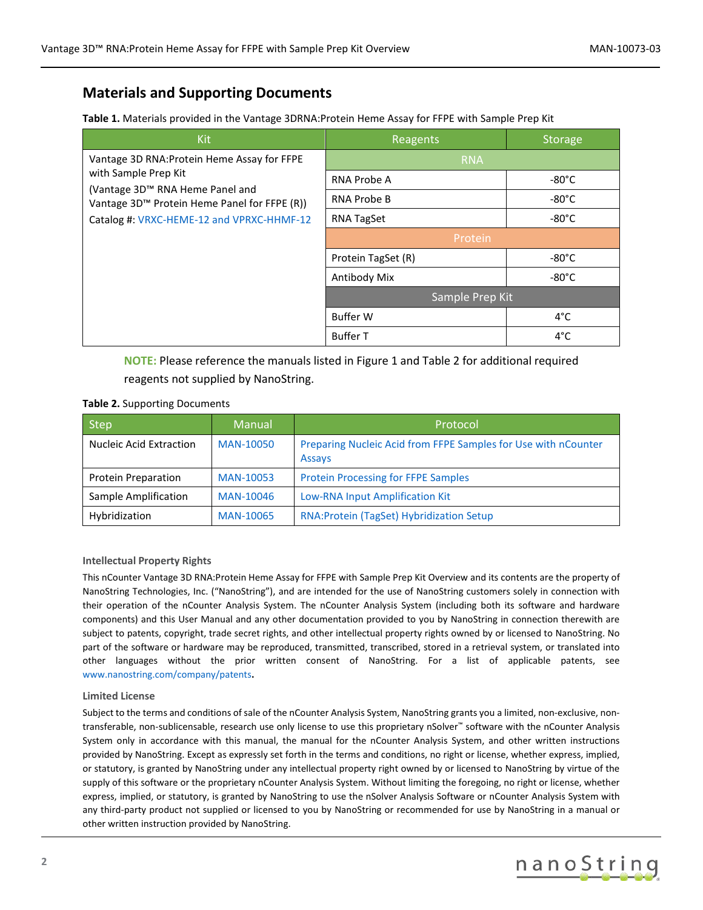## Materials and Supporting Documents

**Table 1.** Materials provided in the Vantage 3DRNA:Protein Heme Assay for FFPE with Sample Prep Kit

| Kit | Reagents | Storage |
|---|---|---|
| Vantage 3D RNA:Protein Heme Assay for FFPE with Sample Prep Kit (Vantage 3D™ RNA Heme Panel and Vantage 3D™ Protein Heme Panel for FFPE (R)) Catalog #: VRXC-HEME-12 and VPRXC-HHMF-12 | **RNA** | |
| | RNA Probe A | -80°C |
| | RNA Probe B | -80°C |
| | RNA TagSet | -80°C |
| | **Protein** | |
| | Protein TagSet (R) | -80°C |
| | Antibody Mix | -80°C |
| | **Sample Prep Kit** | |
| | Buffer W | 4°C |
| | Buffer T | 4°C |

**NOTE:** Please reference the manuals listed in Figure 1 and Table 2 for additional required reagents not supplied by NanoString.

**Table 2.** Supporting Documents

| Step | Manual | Protocol |
|---|---|---|
| Nucleic Acid Extraction | MAN-10050 | Preparing Nucleic Acid from FFPE Samples for Use with nCounter Assays |
| Protein Preparation | MAN-10053 | Protein Processing for FFPE Samples |
| Sample Amplification | MAN-10046 | Low-RNA Input Amplification Kit |
| Hybridization | MAN-10065 | RNA:Protein (TagSet) Hybridization Setup |

#### Intellectual Property Rights

This nCounter Vantage 3D RNA:Protein Heme Assay for FFPE with Sample Prep Kit Overview and its contents are the property of NanoString Technologies, Inc. ("NanoString"), and are intended for the use of NanoString customers solely in connection with their operation of the nCounter Analysis System. The nCounter Analysis System (including both its software and hardware components) and this User Manual and any other documentation provided to you by NanoString in connection therewith are subject to patents, copyright, trade secret rights, and other intellectual property rights owned by or licensed to NanoString. No part of the software or hardware may be reproduced, transmitted, transcribed, stored in a retrieval system, or translated into other languages without the prior written consent of NanoString. For a list of applicable patents, see www.nanostring.com/company/patents.

#### Limited License

Subject to the terms and conditions of sale of the nCounter Analysis System, NanoString grants you a limited, non-exclusive, non-transferable, non-sublicensable, research use only license to use this proprietary nSolver™ software with the nCounter Analysis System only in accordance with this manual, the manual for the nCounter Analysis System, and other written instructions provided by NanoString. Except as expressly set forth in the terms and conditions, no right or license, whether express, implied, or statutory, is granted by NanoString under any intellectual property right owned by or licensed to NanoString by virtue of the supply of this software or the proprietary nCounter Analysis System. Without limiting the foregoing, no right or license, whether express, implied, or statutory, is granted by NanoString to use the nSolver Analysis Software or nCounter Analysis System with any third-party product not supplied or licensed to you by NanoString or recommended for use by NanoString in a manual or other written instruction provided by NanoString.